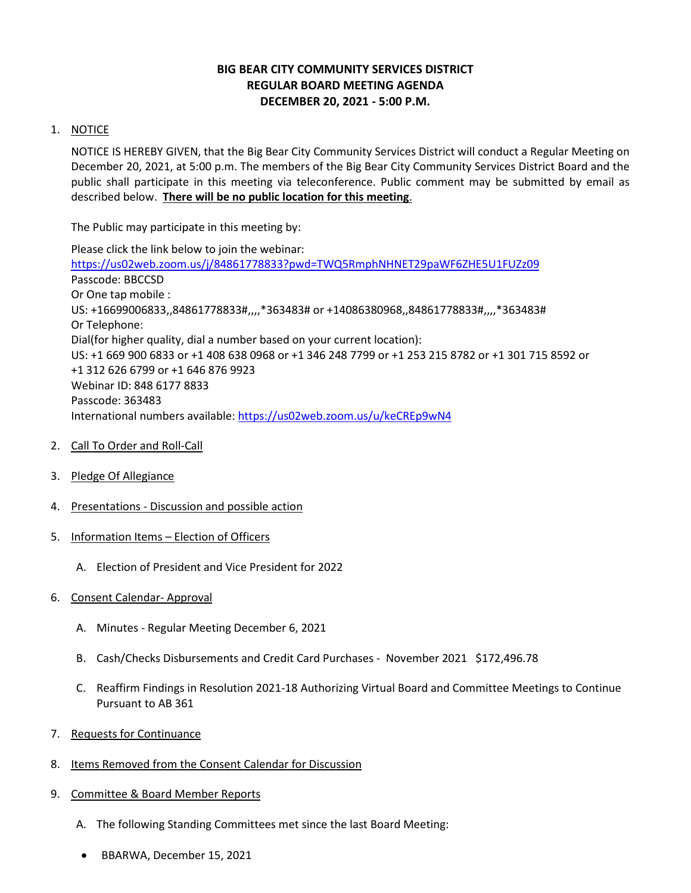# BIG BEAR CITY COMMUNITY SERVICES DISTRICT
# REGULAR BOARD MEETING AGENDA
# DECEMBER 20, 2021 - 5:00 P.M.

1. NOTICE

   NOTICE IS HEREBY GIVEN, that the Big Bear City Community Services District will conduct a Regular Meeting on December 20, 2021, at 5:00 p.m. The members of the Big Bear City Community Services District Board and the public shall participate in this meeting via teleconference. Public comment may be submitted by email as described below. **There will be no public location for this meeting**.

   The Public may participate in this meeting by:

   Please click the link below to join the webinar:
   https://us02web.zoom.us/j/84861778833?pwd=TWQ5RmphNHNET29paWF6ZHE5U1FUZz09
   Passcode: BBCCSD
   Or One tap mobile :
   US: +16699006833,,84861778833#,,,,*363483# or +14086380968,,84861778833#,,,,*363483#
   Or Telephone:
   Dial(for higher quality, dial a number based on your current location):
   US: +1 669 900 6833 or +1 408 638 0968 or +1 346 248 7799 or +1 253 215 8782 or +1 301 715 8592 or +1 312 626 6799 or +1 646 876 9923
   Webinar ID: 848 6177 8833
   Passcode: 363483
   International numbers available: https://us02web.zoom.us/u/keCREp9wN4

2. Call To Order and Roll-Call

3. Pledge Of Allegiance

4. Presentations - Discussion and possible action

5. Information Items – Election of Officers

   A. Election of President and Vice President for 2022

6. Consent Calendar- Approval

   A. Minutes - Regular Meeting December 6, 2021

   B. Cash/Checks Disbursements and Credit Card Purchases - November 2021 $172,496.78

   C. Reaffirm Findings in Resolution 2021-18 Authorizing Virtual Board and Committee Meetings to Continue Pursuant to AB 361

7. Requests for Continuance

8. Items Removed from the Consent Calendar for Discussion

9. Committee & Board Member Reports

   A. The following Standing Committees met since the last Board Meeting:

   - BBARWA, December 15, 2021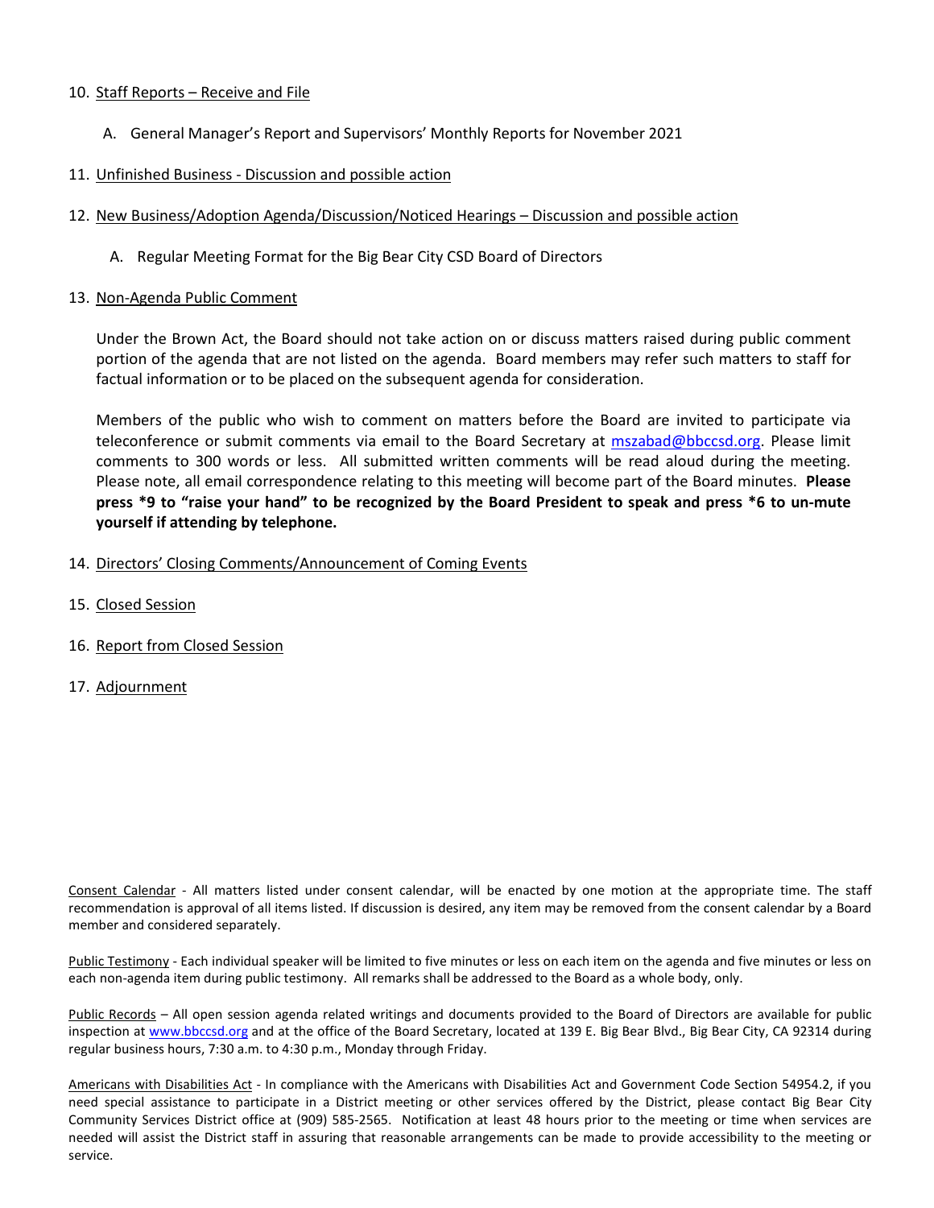10. Staff Reports – Receive and File

    A. General Manager's Report and Supervisors' Monthly Reports for November 2021

11. Unfinished Business - Discussion and possible action

12. New Business/Adoption Agenda/Discussion/Noticed Hearings – Discussion and possible action

    A. Regular Meeting Format for the Big Bear City CSD Board of Directors

13. Non-Agenda Public Comment

    Under the Brown Act, the Board should not take action on or discuss matters raised during public comment portion of the agenda that are not listed on the agenda. Board members may refer such matters to staff for factual information or to be placed on the subsequent agenda for consideration.

    Members of the public who wish to comment on matters before the Board are invited to participate via teleconference or submit comments via email to the Board Secretary at mszabad@bbccsd.org. Please limit comments to 300 words or less. All submitted written comments will be read aloud during the meeting. Please note, all email correspondence relating to this meeting will become part of the Board minutes. **Please press *9 to "raise your hand" to be recognized by the Board President to speak and press *6 to un-mute yourself if attending by telephone.**

14. Directors' Closing Comments/Announcement of Coming Events

15. Closed Session

16. Report from Closed Session

17. Adjournment

Consent Calendar - All matters listed under consent calendar, will be enacted by one motion at the appropriate time. The staff recommendation is approval of all items listed. If discussion is desired, any item may be removed from the consent calendar by a Board member and considered separately.

Public Testimony - Each individual speaker will be limited to five minutes or less on each item on the agenda and five minutes or less on each non-agenda item during public testimony. All remarks shall be addressed to the Board as a whole body, only.

Public Records – All open session agenda related writings and documents provided to the Board of Directors are available for public inspection at www.bbccsd.org and at the office of the Board Secretary, located at 139 E. Big Bear Blvd., Big Bear City, CA 92314 during regular business hours, 7:30 a.m. to 4:30 p.m., Monday through Friday.

Americans with Disabilities Act - In compliance with the Americans with Disabilities Act and Government Code Section 54954.2, if you need special assistance to participate in a District meeting or other services offered by the District, please contact Big Bear City Community Services District office at (909) 585-2565. Notification at least 48 hours prior to the meeting or time when services are needed will assist the District staff in assuring that reasonable arrangements can be made to provide accessibility to the meeting or service.